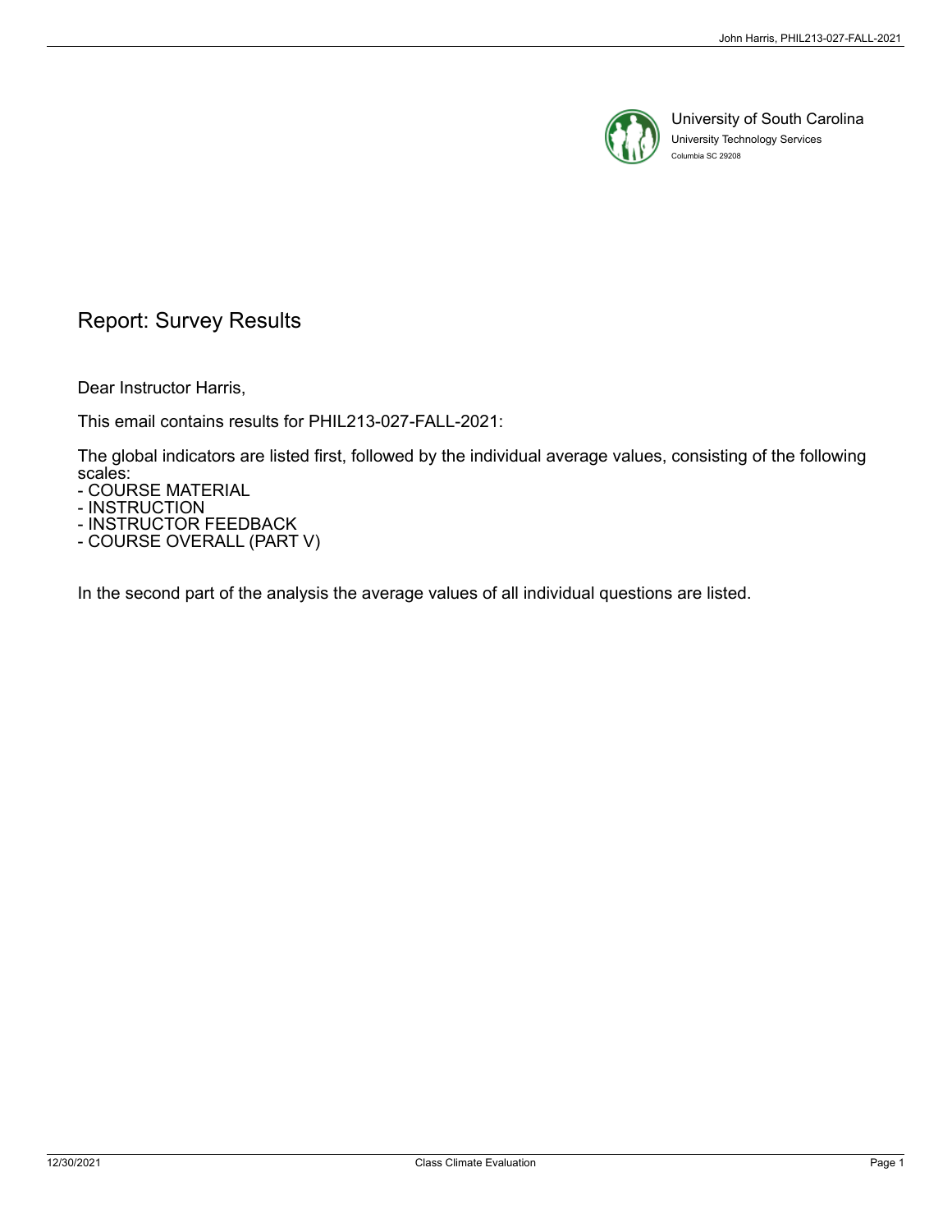University of South Carolina
University Technology Services
Columbia SC 29208

# Report: Survey Results

Dear Instructor Harris,

This email contains results for PHIL213-027-FALL-2021:

The global indicators are listed first, followed by the individual average values, consisting of the following scales:
- COURSE MATERIAL
- INSTRUCTION
- INSTRUCTOR FEEDBACK
- COURSE OVERALL (PART V)

In the second part of the analysis the average values of all individual questions are listed.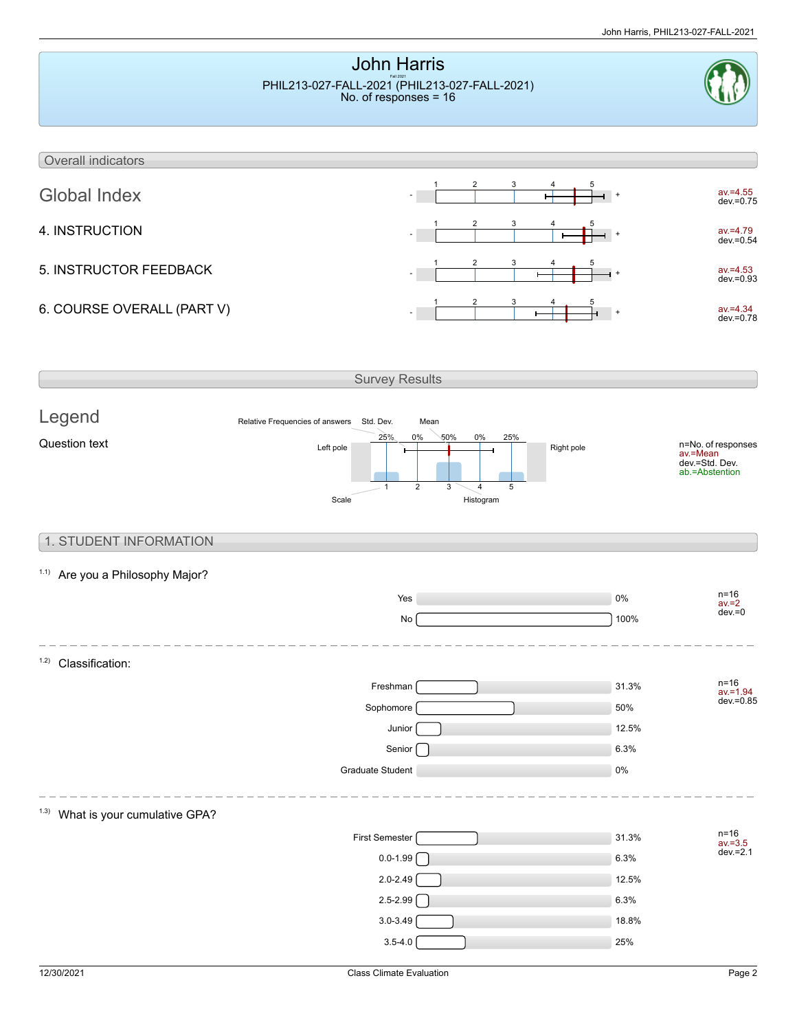# John Harris

PHIL213-027-FALL-2021 (PHIL213-027-FALL-2021)
No. of responses = 16

## Overall indicators

| Indicator | av. | dev. |
| --- | --- | --- |
| Global Index | 4.55 | 0.75 |
| 4. INSTRUCTION | 4.79 | 0.54 |
| 5. INSTRUCTOR FEEDBACK | 4.53 | 0.93 |
| 6. COURSE OVERALL (PART V) | 4.34 | 0.78 |

## Survey Results

### Legend

Question text

Relative Frequencies of answers, Std. Dev., Mean, Left pole, Right pole, Scale, Histogram

n=No. of responses
av.=Mean
dev.=Std. Dev.
ab.=Abstention

## 1. STUDENT INFORMATION

### 1.1) Are you a Philosophy Major?

| Answer | % |
| --- | --- |
| Yes | 0% |
| No | 100% |

n=16
av.=2
dev.=0

### 1.2) Classification:

| Answer | % |
| --- | --- |
| Freshman | 31.3% |
| Sophomore | 50% |
| Junior | 12.5% |
| Senior | 6.3% |
| Graduate Student | 0% |

n=16
av.=1.94
dev.=0.85

### 1.3) What is your cumulative GPA?

| Answer | % |
| --- | --- |
| First Semester | 31.3% |
| 0.0-1.99 | 6.3% |
| 2.0-2.49 | 12.5% |
| 2.5-2.99 | 6.3% |
| 3.0-3.49 | 18.8% |
| 3.5-4.0 | 25% |

n=16
av.=3.5
dev.=2.1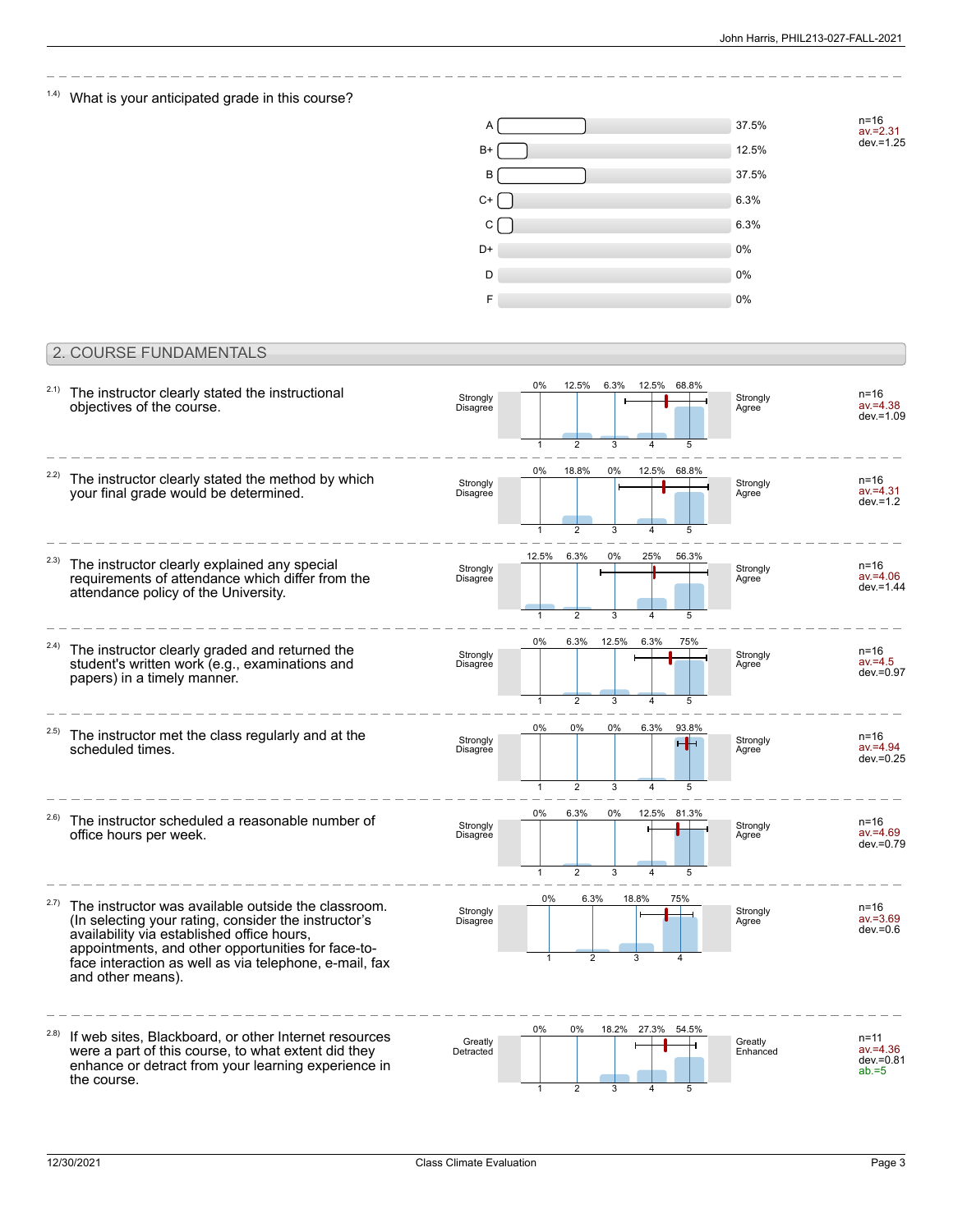### 1.4) What is your anticipated grade in this course?

| Grade | Percentage |
|---|---|
| A | 37.5% |
| B+ | 12.5% |
| B | 37.5% |
| C+ | 6.3% |
| C | 6.3% |
| D+ | 0% |
| D | 0% |
| F | 0% |

n=16, av.=2.31, dev.=1.25

## 2. COURSE FUNDAMENTALS

**2.1) The instructor clearly stated the instructional objectives of the course.**

Strongly Disagree — Strongly Agree

| 1 | 2 | 3 | 4 | 5 |
|---|---|---|---|---|
| 0% | 12.5% | 6.3% | 12.5% | 68.8% |

n=16, av.=4.38, dev.=1.09

**2.2) The instructor clearly stated the method by which your final grade would be determined.**

Strongly Disagree — Strongly Agree

| 1 | 2 | 3 | 4 | 5 |
|---|---|---|---|---|
| 0% | 18.8% | 0% | 12.5% | 68.8% |

n=16, av.=4.31, dev.=1.2

**2.3) The instructor clearly explained any special requirements of attendance which differ from the attendance policy of the University.**

Strongly Disagree — Strongly Agree

| 1 | 2 | 3 | 4 | 5 |
|---|---|---|---|---|
| 12.5% | 6.3% | 0% | 25% | 56.3% |

n=16, av.=4.06, dev.=1.44

**2.4) The instructor clearly graded and returned the student's written work (e.g., examinations and papers) in a timely manner.**

Strongly Disagree — Strongly Agree

| 1 | 2 | 3 | 4 | 5 |
|---|---|---|---|---|
| 0% | 6.3% | 12.5% | 6.3% | 75% |

n=16, av.=4.5, dev.=0.97

**2.5) The instructor met the class regularly and at the scheduled times.**

Strongly Disagree — Strongly Agree

| 1 | 2 | 3 | 4 | 5 |
|---|---|---|---|---|
| 0% | 0% | 0% | 6.3% | 93.8% |

n=16, av.=4.94, dev.=0.25

**2.6) The instructor scheduled a reasonable number of office hours per week.**

Strongly Disagree — Strongly Agree

| 1 | 2 | 3 | 4 | 5 |
|---|---|---|---|---|
| 0% | 6.3% | 0% | 12.5% | 81.3% |

n=16, av.=4.69, dev.=0.79

**2.7) The instructor was available outside the classroom. (In selecting your rating, consider the instructor's availability via established office hours, appointments, and other opportunities for face-to-face interaction as well as via telephone, e-mail, fax and other means).**

Strongly Disagree — Strongly Agree

| 1 | 2 | 3 | 4 |
|---|---|---|---|
| 0% | 6.3% | 18.8% | 75% |

n=16, av.=3.69, dev.=0.6

**2.8) If web sites, Blackboard, or other Internet resources were a part of this course, to what extent did they enhance or detract from your learning experience in the course.**

Greatly Detracted — Greatly Enhanced

| 1 | 2 | 3 | 4 | 5 |
|---|---|---|---|---|
| 0% | 0% | 18.2% | 27.3% | 54.5% |

n=11, av.=4.36, dev.=0.81, ab.=5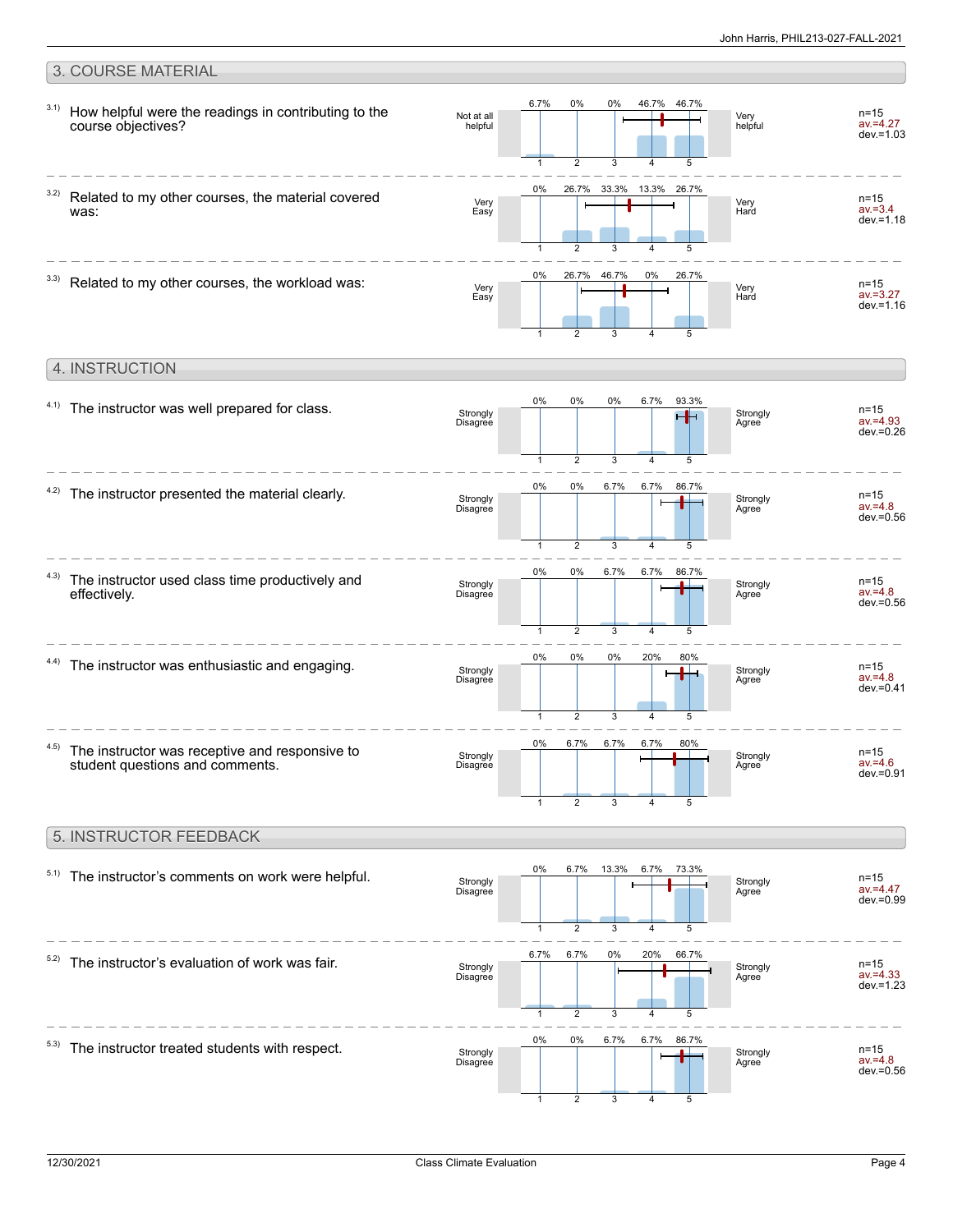## 3. COURSE MATERIAL

**3.1) How helpful were the readings in contributing to the course objectives?**

| Not at all helpful | 1 | 2 | 3 | 4 | 5 | Very helpful |
|---|---|---|---|---|---|---|
| | 6.7% | 0% | 0% | 46.7% | 46.7% | |

n=15, av.=4.27, dev.=1.03

**3.2) Related to my other courses, the material covered was:**

| Very Easy | 1 | 2 | 3 | 4 | 5 | Very Hard |
|---|---|---|---|---|---|---|
| | 0% | 26.7% | 33.3% | 13.3% | 26.7% | |

n=15, av.=3.4, dev.=1.18

**3.3) Related to my other courses, the workload was:**

| Very Easy | 1 | 2 | 3 | 4 | 5 | Very Hard |
|---|---|---|---|---|---|---|
| | 0% | 26.7% | 46.7% | 0% | 26.7% | |

n=15, av.=3.27, dev.=1.16

## 4. INSTRUCTION

**4.1) The instructor was well prepared for class.**

| Strongly Disagree | 1 | 2 | 3 | 4 | 5 | Strongly Agree |
|---|---|---|---|---|---|---|
| | 0% | 0% | 0% | 6.7% | 93.3% | |

n=15, av.=4.93, dev.=0.26

**4.2) The instructor presented the material clearly.**

| Strongly Disagree | 1 | 2 | 3 | 4 | 5 | Strongly Agree |
|---|---|---|---|---|---|---|
| | 0% | 0% | 6.7% | 6.7% | 86.7% | |

n=15, av.=4.8, dev.=0.56

**4.3) The instructor used class time productively and effectively.**

| Strongly Disagree | 1 | 2 | 3 | 4 | 5 | Strongly Agree |
|---|---|---|---|---|---|---|
| | 0% | 0% | 6.7% | 6.7% | 86.7% | |

n=15, av.=4.8, dev.=0.56

**4.4) The instructor was enthusiastic and engaging.**

| Strongly Disagree | 1 | 2 | 3 | 4 | 5 | Strongly Agree |
|---|---|---|---|---|---|---|
| | 0% | 0% | 0% | 20% | 80% | |

n=15, av.=4.8, dev.=0.41

**4.5) The instructor was receptive and responsive to student questions and comments.**

| Strongly Disagree | 1 | 2 | 3 | 4 | 5 | Strongly Agree |
|---|---|---|---|---|---|---|
| | 0% | 6.7% | 6.7% | 6.7% | 80% | |

n=15, av.=4.6, dev.=0.91

## 5. INSTRUCTOR FEEDBACK

**5.1) The instructor's comments on work were helpful.**

| Strongly Disagree | 1 | 2 | 3 | 4 | 5 | Strongly Agree |
|---|---|---|---|---|---|---|
| | 0% | 6.7% | 13.3% | 6.7% | 73.3% | |

n=15, av.=4.47, dev.=0.99

**5.2) The instructor's evaluation of work was fair.**

| Strongly Disagree | 1 | 2 | 3 | 4 | 5 | Strongly Agree |
|---|---|---|---|---|---|---|
| | 6.7% | 6.7% | 0% | 20% | 66.7% | |

n=15, av.=4.33, dev.=1.23

**5.3) The instructor treated students with respect.**

| Strongly Disagree | 1 | 2 | 3 | 4 | 5 | Strongly Agree |
|---|---|---|---|---|---|---|
| | 0% | 0% | 6.7% | 6.7% | 86.7% | |

n=15, av.=4.8, dev.=0.56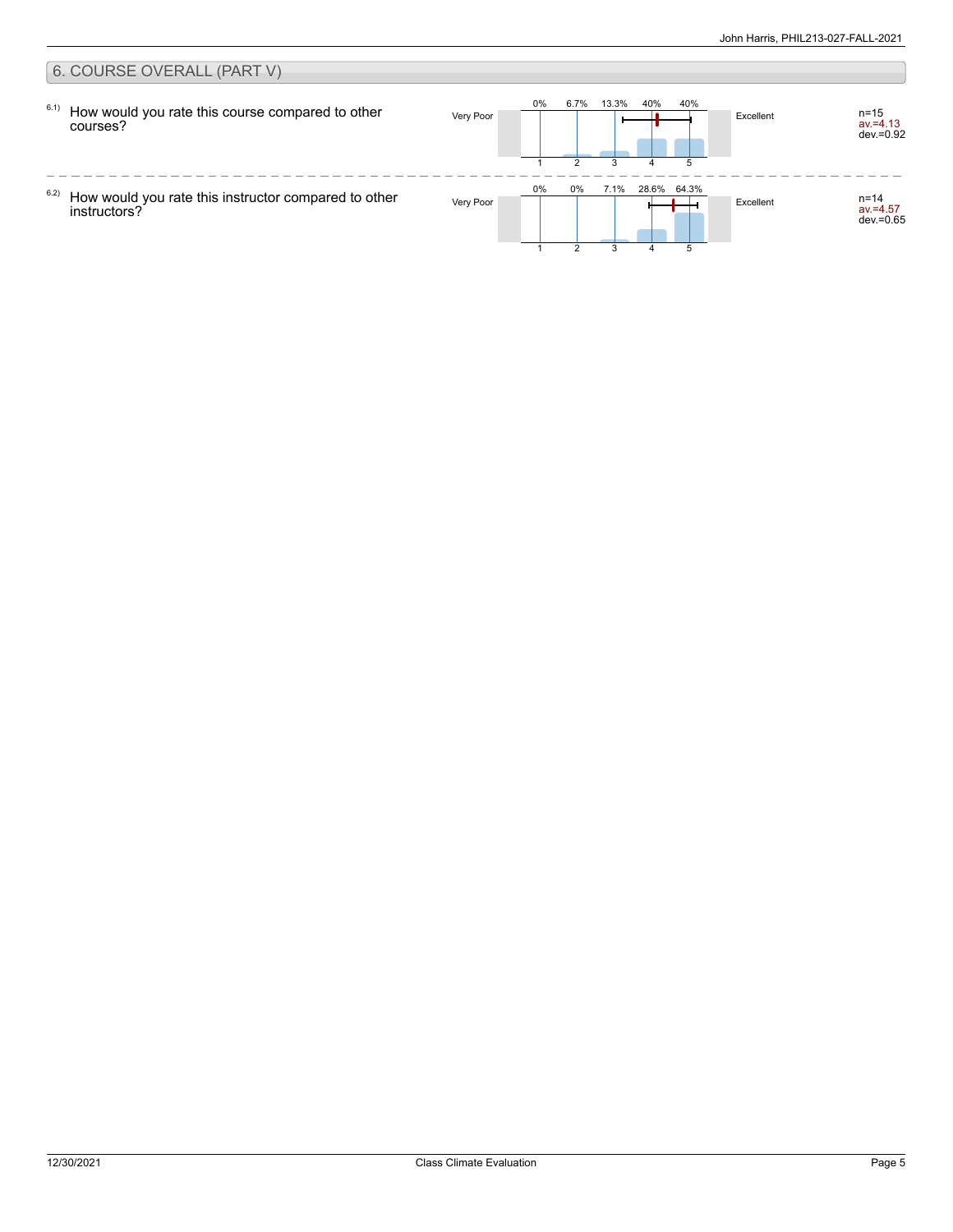## 6. COURSE OVERALL (PART V)

6.1) How would you rate this course compared to other courses?

| Very Poor | 1 | 2 | 3 | 4 | 5 | Excellent | |
|---|---|---|---|---|---|---|---|
| | 0% | 6.7% | 13.3% | 40% | 40% | | n=15<br>av.=4.13<br>dev.=0.92 |

6.2) How would you rate this instructor compared to other instructors?

| Very Poor | 1 | 2 | 3 | 4 | 5 | Excellent | |
|---|---|---|---|---|---|---|---|
| | 0% | 0% | 7.1% | 28.6% | 64.3% | | n=14<br>av.=4.57<br>dev.=0.65 |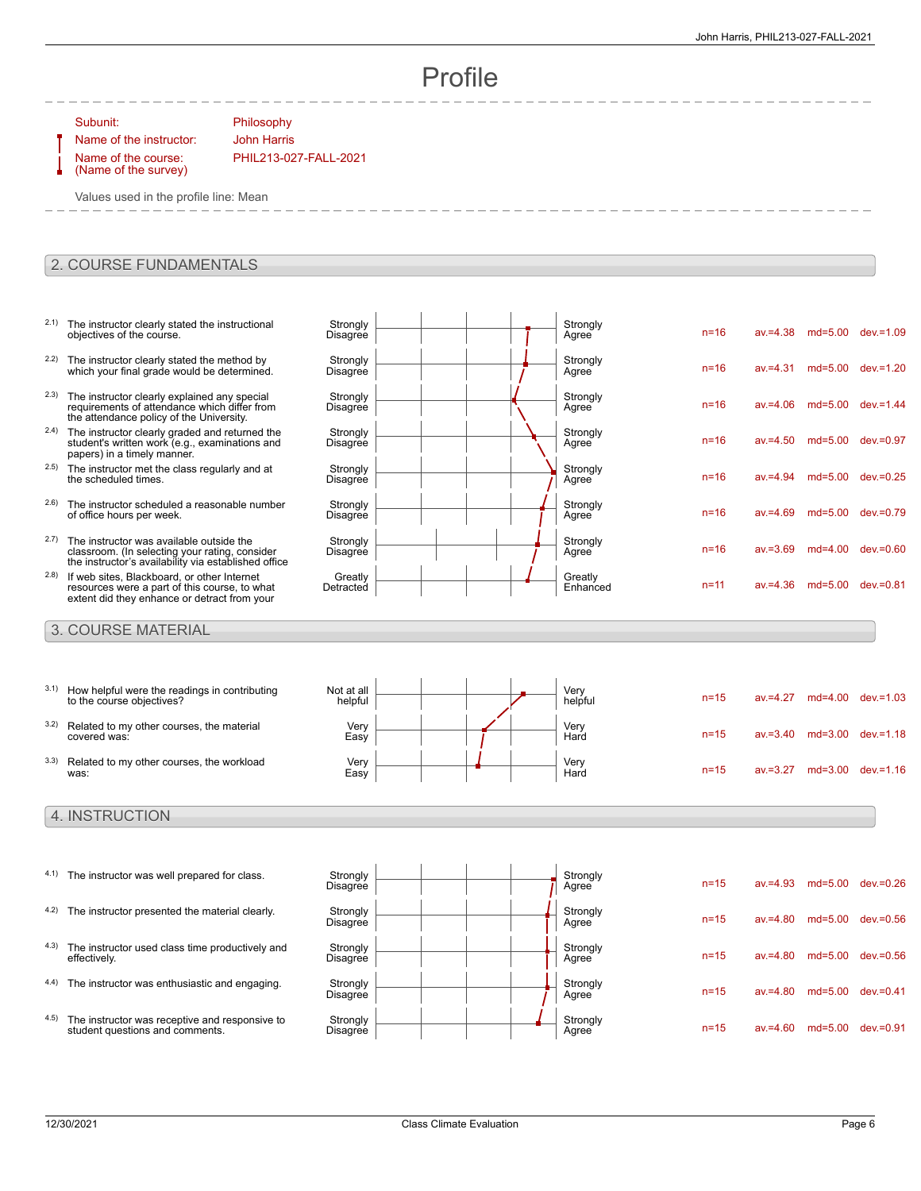# Profile

Subunit: Philosophy
Name of the instructor: John Harris
Name of the course: (Name of the survey) PHIL213-027-FALL-2021

Values used in the profile line: Mean

## 2. COURSE FUNDAMENTALS

| # | Question | Left pole | Right pole | n | av. | md | dev. |
|---|---|---|---|---|---|---|---|
| 2.1) | The instructor clearly stated the instructional objectives of the course. | Strongly Disagree | Strongly Agree | n=16 | av.=4.38 | md=5.00 | dev.=1.09 |
| 2.2) | The instructor clearly stated the method by which your final grade would be determined. | Strongly Disagree | Strongly Agree | n=16 | av.=4.31 | md=5.00 | dev.=1.20 |
| 2.3) | The instructor clearly explained any special requirements of attendance which differ from the attendance policy of the University. | Strongly Disagree | Strongly Agree | n=16 | av.=4.06 | md=5.00 | dev.=1.44 |
| 2.4) | The instructor clearly graded and returned the student's written work (e.g., examinations and papers) in a timely manner. | Strongly Disagree | Strongly Agree | n=16 | av.=4.50 | md=5.00 | dev.=0.97 |
| 2.5) | The instructor met the class regularly and at the scheduled times. | Strongly Disagree | Strongly Agree | n=16 | av.=4.94 | md=5.00 | dev.=0.25 |
| 2.6) | The instructor scheduled a reasonable number of office hours per week. | Strongly Disagree | Strongly Agree | n=16 | av.=4.69 | md=5.00 | dev.=0.79 |
| 2.7) | The instructor was available outside the classroom. (In selecting your rating, consider the instructor's availability via established office | Strongly Disagree | Strongly Agree | n=16 | av.=3.69 | md=4.00 | dev.=0.60 |
| 2.8) | If web sites, Blackboard, or other Internet resources were a part of this course, to what extent did they enhance or detract from your | Greatly Detracted | Greatly Enhanced | n=11 | av.=4.36 | md=5.00 | dev.=0.81 |

## 3. COURSE MATERIAL

| # | Question | Left pole | Right pole | n | av. | md | dev. |
|---|---|---|---|---|---|---|---|
| 3.1) | How helpful were the readings in contributing to the course objectives? | Not at all helpful | Very helpful | n=15 | av.=4.27 | md=4.00 | dev.=1.03 |
| 3.2) | Related to my other courses, the material covered was: | Very Easy | Very Hard | n=15 | av.=3.40 | md=3.00 | dev.=1.18 |
| 3.3) | Related to my other courses, the workload was: | Very Easy | Very Hard | n=15 | av.=3.27 | md=3.00 | dev.=1.16 |

## 4. INSTRUCTION

| # | Question | Left pole | Right pole | n | av. | md | dev. |
|---|---|---|---|---|---|---|---|
| 4.1) | The instructor was well prepared for class. | Strongly Disagree | Strongly Agree | n=15 | av.=4.93 | md=5.00 | dev.=0.26 |
| 4.2) | The instructor presented the material clearly. | Strongly Disagree | Strongly Agree | n=15 | av.=4.80 | md=5.00 | dev.=0.56 |
| 4.3) | The instructor used class time productively and effectively. | Strongly Disagree | Strongly Agree | n=15 | av.=4.80 | md=5.00 | dev.=0.56 |
| 4.4) | The instructor was enthusiastic and engaging. | Strongly Disagree | Strongly Agree | n=15 | av.=4.80 | md=5.00 | dev.=0.41 |
| 4.5) | The instructor was receptive and responsive to student questions and comments. | Strongly Disagree | Strongly Agree | n=15 | av.=4.60 | md=5.00 | dev.=0.91 |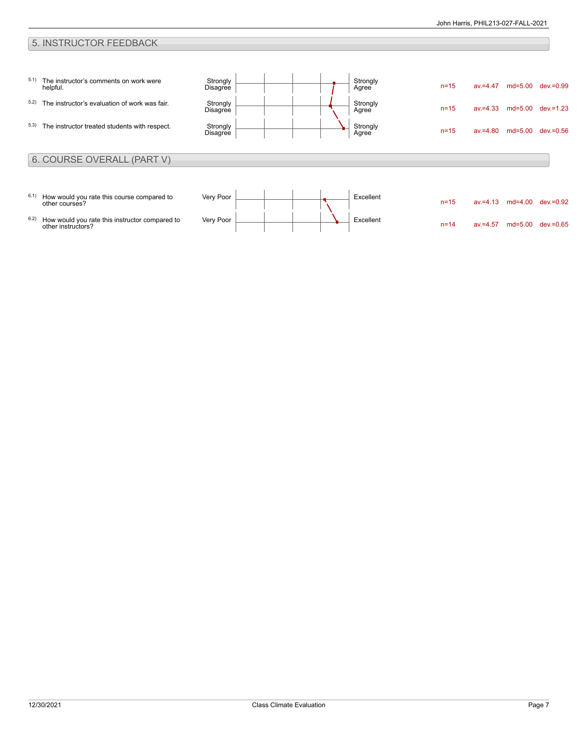## 5. INSTRUCTOR FEEDBACK

| Item | Question | Left pole | Right pole | n | av. | md | dev. |
|---|---|---|---|---|---|---|---|
| 5.1) | The instructor's comments on work were helpful. | Strongly Disagree | Strongly Agree | n=15 | av.=4.47 | md=5.00 | dev.=0.99 |
| 5.2) | The instructor's evaluation of work was fair. | Strongly Disagree | Strongly Agree | n=15 | av.=4.33 | md=5.00 | dev.=1.23 |
| 5.3) | The instructor treated students with respect. | Strongly Disagree | Strongly Agree | n=15 | av.=4.80 | md=5.00 | dev.=0.56 |

## 6. COURSE OVERALL (PART V)

| Item | Question | Left pole | Right pole | n | av. | md | dev. |
|---|---|---|---|---|---|---|---|
| 6.1) | How would you rate this course compared to other courses? | Very Poor | Excellent | n=15 | av.=4.13 | md=4.00 | dev.=0.92 |
| 6.2) | How would you rate this instructor compared to other instructors? | Very Poor | Excellent | n=14 | av.=4.57 | md=5.00 | dev.=0.65 |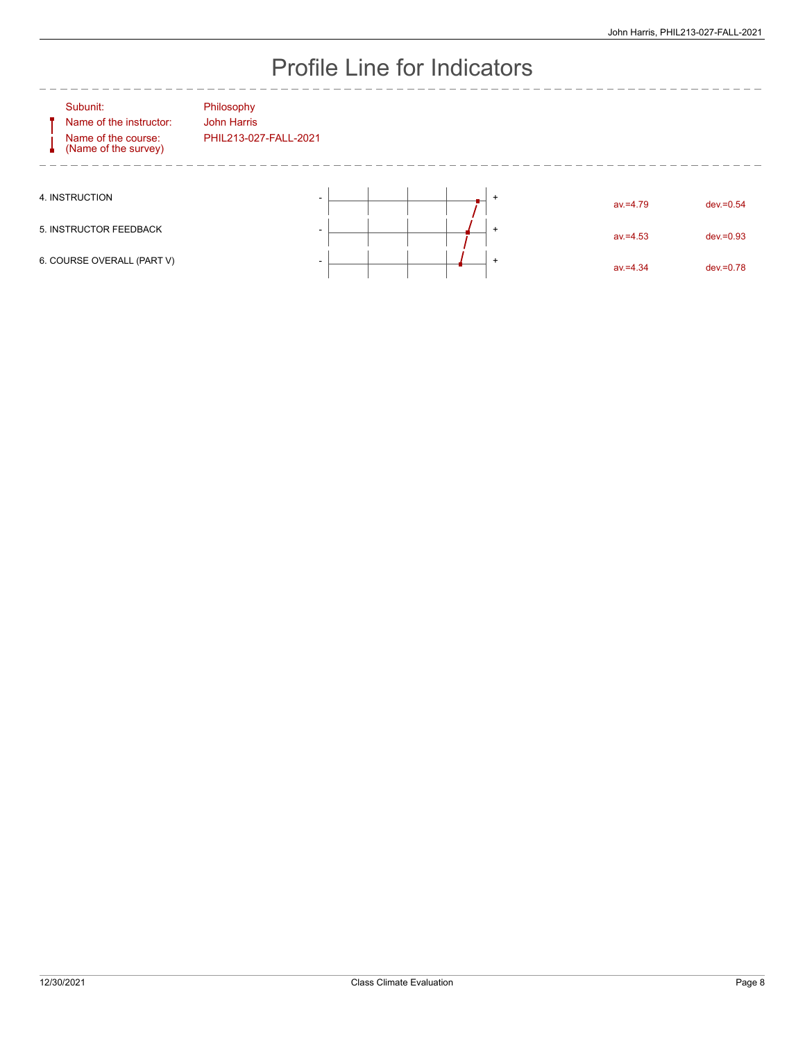# Profile Line for Indicators

| | |
|---|---|
| Subunit: | Philosophy |
| Name of the instructor: | John Harris |
| Name of the course: (Name of the survey) | PHIL213-027-FALL-2021 |

| Indicator | av. | dev. |
|---|---|---|
| 4. INSTRUCTION | av.=4.79 | dev.=0.54 |
| 5. INSTRUCTOR FEEDBACK | av.=4.53 | dev.=0.93 |
| 6. COURSE OVERALL (PART V) | av.=4.34 | dev.=0.78 |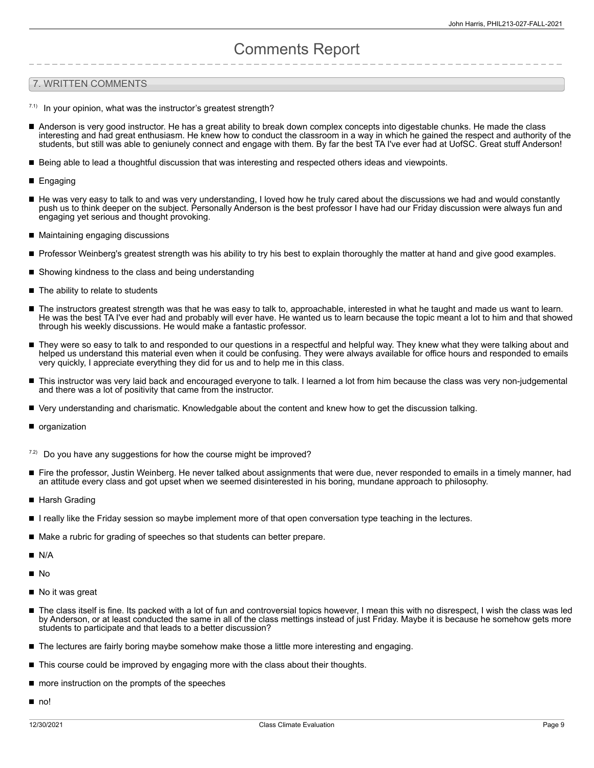# Comments Report

## 7. WRITTEN COMMENTS

7.1) In your opinion, what was the instructor's greatest strength?

- Anderson is very good instructor. He has a great ability to break down complex concepts into digestable chunks. He made the class interesting and had great enthusiasm. He knew how to conduct the classroom in a way in which he gained the respect and authority of the students, but still was able to geniunely connect and engage with them. By far the best TA I've ever had at UofSC. Great stuff Anderson!
- Being able to lead a thoughtful discussion that was interesting and respected others ideas and viewpoints.
- Engaging
- He was very easy to talk to and was very understanding, I loved how he truly cared about the discussions we had and would constantly push us to think deeper on the subject. Personally Anderson is the best professor I have had our Friday discussion were always fun and engaging yet serious and thought provoking.
- Maintaining engaging discussions
- Professor Weinberg's greatest strength was his ability to try his best to explain thoroughly the matter at hand and give good examples.
- Showing kindness to the class and being understanding
- The ability to relate to students
- The instructors greatest strength was that he was easy to talk to, approachable, interested in what he taught and made us want to learn. He was the best TA I've ever had and probably will ever have. He wanted us to learn because the topic meant a lot to him and that showed through his weekly discussions. He would make a fantastic professor.
- They were so easy to talk to and responded to our questions in a respectful and helpful way. They knew what they were talking about and helped us understand this material even when it could be confusing. They were always available for office hours and responded to emails very quickly, I appreciate everything they did for us and to help me in this class.
- This instructor was very laid back and encouraged everyone to talk. I learned a lot from him because the class was very non-judgemental and there was a lot of positivity that came from the instructor.
- Very understanding and charismatic. Knowledgable about the content and knew how to get the discussion talking.
- organization

7.2) Do you have any suggestions for how the course might be improved?

- Fire the professor, Justin Weinberg. He never talked about assignments that were due, never responded to emails in a timely manner, had an attitude every class and got upset when we seemed disinterested in his boring, mundane approach to philosophy.
- Harsh Grading
- I really like the Friday session so maybe implement more of that open conversation type teaching in the lectures.
- Make a rubric for grading of speeches so that students can better prepare.
- N/A
- No
- No it was great
- The class itself is fine. Its packed with a lot of fun and controversial topics however, I mean this with no disrespect, I wish the class was led by Anderson, or at least conducted the same in all of the class mettings instead of just Friday. Maybe it is because he somehow gets more students to participate and that leads to a better discussion?
- The lectures are fairly boring maybe somehow make those a little more interesting and engaging.
- This course could be improved by engaging more with the class about their thoughts.
- more instruction on the prompts of the speeches
- no!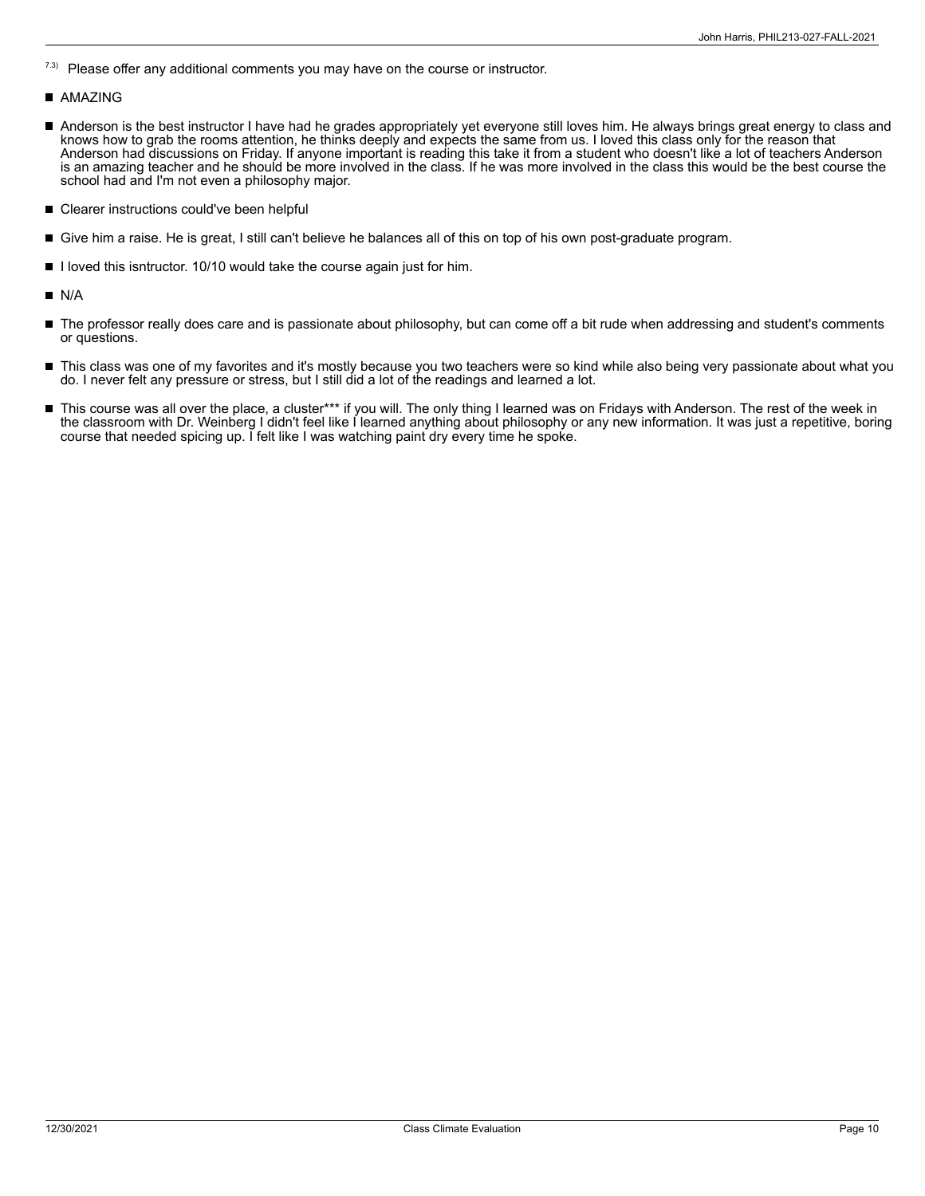7.3) Please offer any additional comments you may have on the course or instructor.

- AMAZING
- Anderson is the best instructor I have had he grades appropriately yet everyone still loves him. He always brings great energy to class and knows how to grab the rooms attention, he thinks deeply and expects the same from us. I loved this class only for the reason that Anderson had discussions on Friday. If anyone important is reading this take it from a student who doesn't like a lot of teachers Anderson is an amazing teacher and he should be more involved in the class. If he was more involved in the class this would be the best course the school had and I'm not even a philosophy major.
- Clearer instructions could've been helpful
- Give him a raise. He is great, I still can't believe he balances all of this on top of his own post-graduate program.
- I loved this isntructor. 10/10 would take the course again just for him.
- N/A
- The professor really does care and is passionate about philosophy, but can come off a bit rude when addressing and student's comments or questions.
- This class was one of my favorites and it's mostly because you two teachers were so kind while also being very passionate about what you do. I never felt any pressure or stress, but I still did a lot of the readings and learned a lot.
- This course was all over the place, a cluster*** if you will. The only thing I learned was on Fridays with Anderson. The rest of the week in the classroom with Dr. Weinberg I didn't feel like I learned anything about philosophy or any new information. It was just a repetitive, boring course that needed spicing up. I felt like I was watching paint dry every time he spoke.